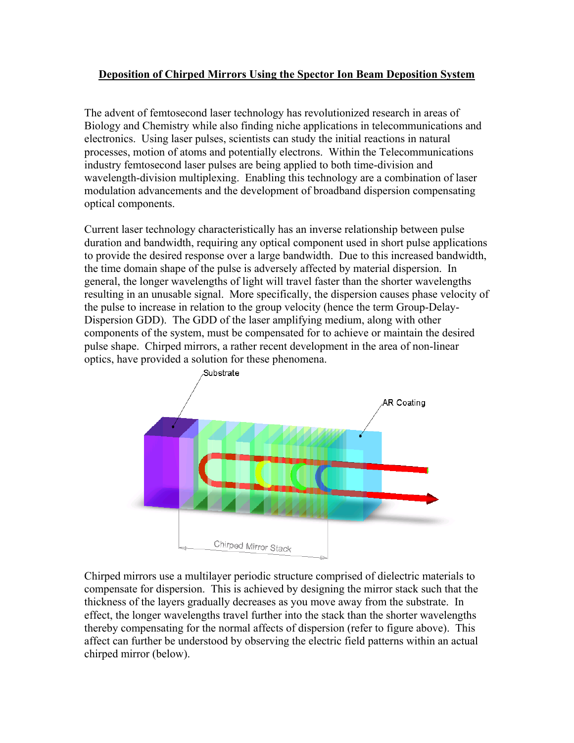# Deposition of Chirped Mirrors Using the Spector Ion Beam Deposition System

The advent of femtosecond laser technology has revolutionized research in areas of Biology and Chemistry while also finding niche applications in telecommunications and electronics. Using laser pulses, scientists can study the initial reactions in natural processes, motion of atoms and potentially electrons. Within the Telecommunications industry femtosecond laser pulses are being applied to both time-division and wavelength-division multiplexing. Enabling this technology are a combination of laser modulation advancements and the development of broadband dispersion compensating optical components.

Current laser technology characteristically has an inverse relationship between pulse duration and bandwidth, requiring any optical component used in short pulse applications to provide the desired response over a large bandwidth. Due to this increased bandwidth, the time domain shape of the pulse is adversely affected by material dispersion. In general, the longer wavelengths of light will travel faster than the shorter wavelengths resulting in an unusable signal. More specifically, the dispersion causes phase velocity of the pulse to increase in relation to the group velocity (hence the term Group-Delay-Dispersion GDD). The GDD of the laser amplifying medium, along with other components of the system, must be compensated for to achieve or maintain the desired pulse shape. Chirped mirrors, a rather recent development in the area of non-linear optics, have provided a solution for these phenomena.

Chirped mirrors use a multilayer periodic structure comprised of dielectric materials to compensate for dispersion. This is achieved by designing the mirror stack such that the thickness of the layers gradually decreases as you move away from the substrate. In effect, the longer wavelengths travel further into the stack than the shorter wavelengths thereby compensating for the normal affects of dispersion (refer to figure above). This affect can further be understood by observing the electric field patterns within an actual chirped mirror (below).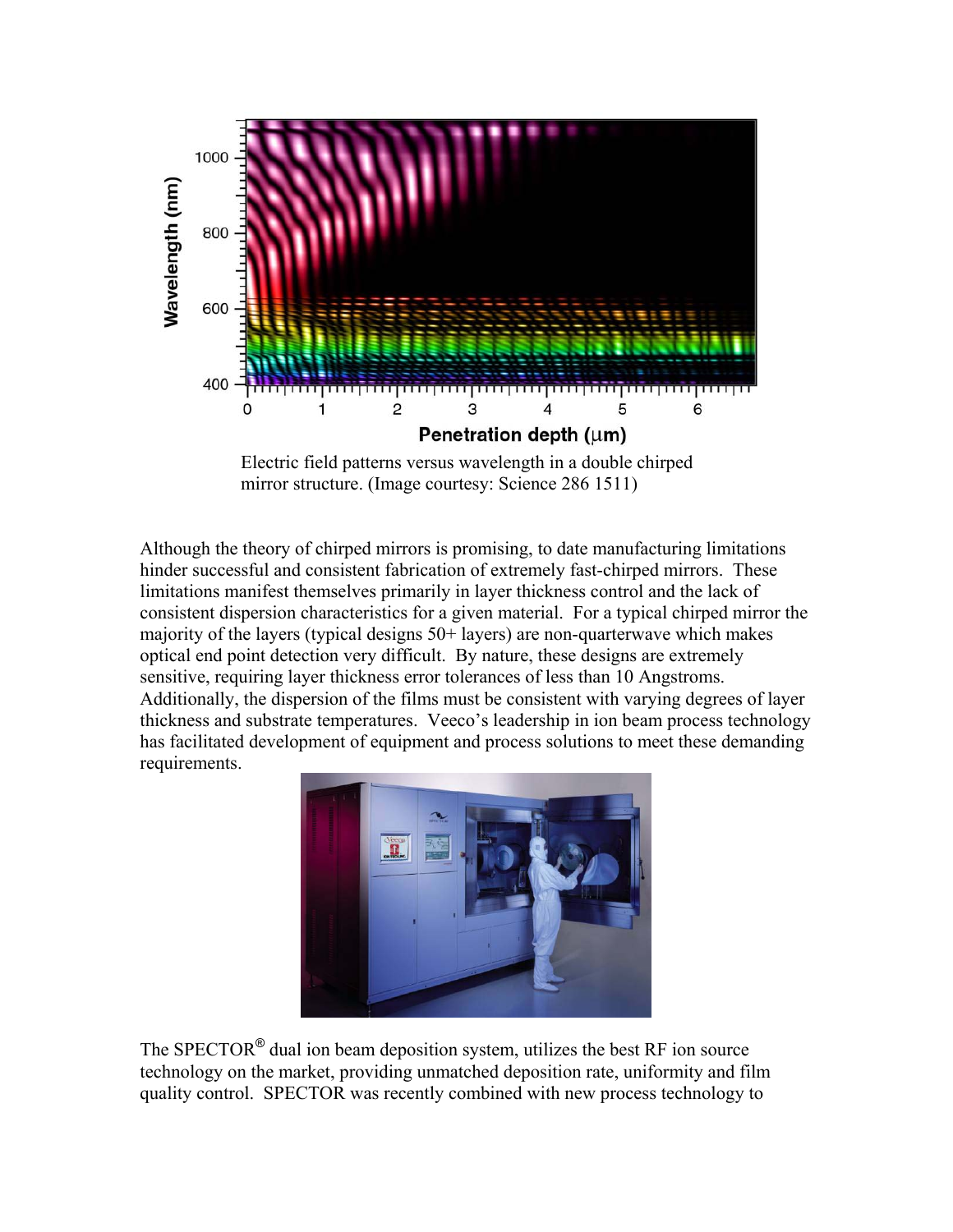Electric field patterns versus wavelength in a double chirped mirror structure. (Image courtesy: Science 286 1511)

Although the theory of chirped mirrors is promising, to date manufacturing limitations hinder successful and consistent fabrication of extremely fast-chirped mirrors. These limitations manifest themselves primarily in layer thickness control and the lack of consistent dispersion characteristics for a given material. For a typical chirped mirror the majority of the layers (typical designs 50+ layers) are non-quarterwave which makes optical end point detection very difficult. By nature, these designs are extremely sensitive, requiring layer thickness error tolerances of less than 10 Angstroms. Additionally, the dispersion of the films must be consistent with varying degrees of layer thickness and substrate temperatures. Veeco's leadership in ion beam process technology has facilitated development of equipment and process solutions to meet these demanding requirements.

The SPECTOR® dual ion beam deposition system, utilizes the best RF ion source technology on the market, providing unmatched deposition rate, uniformity and film quality control. SPECTOR was recently combined with new process technology to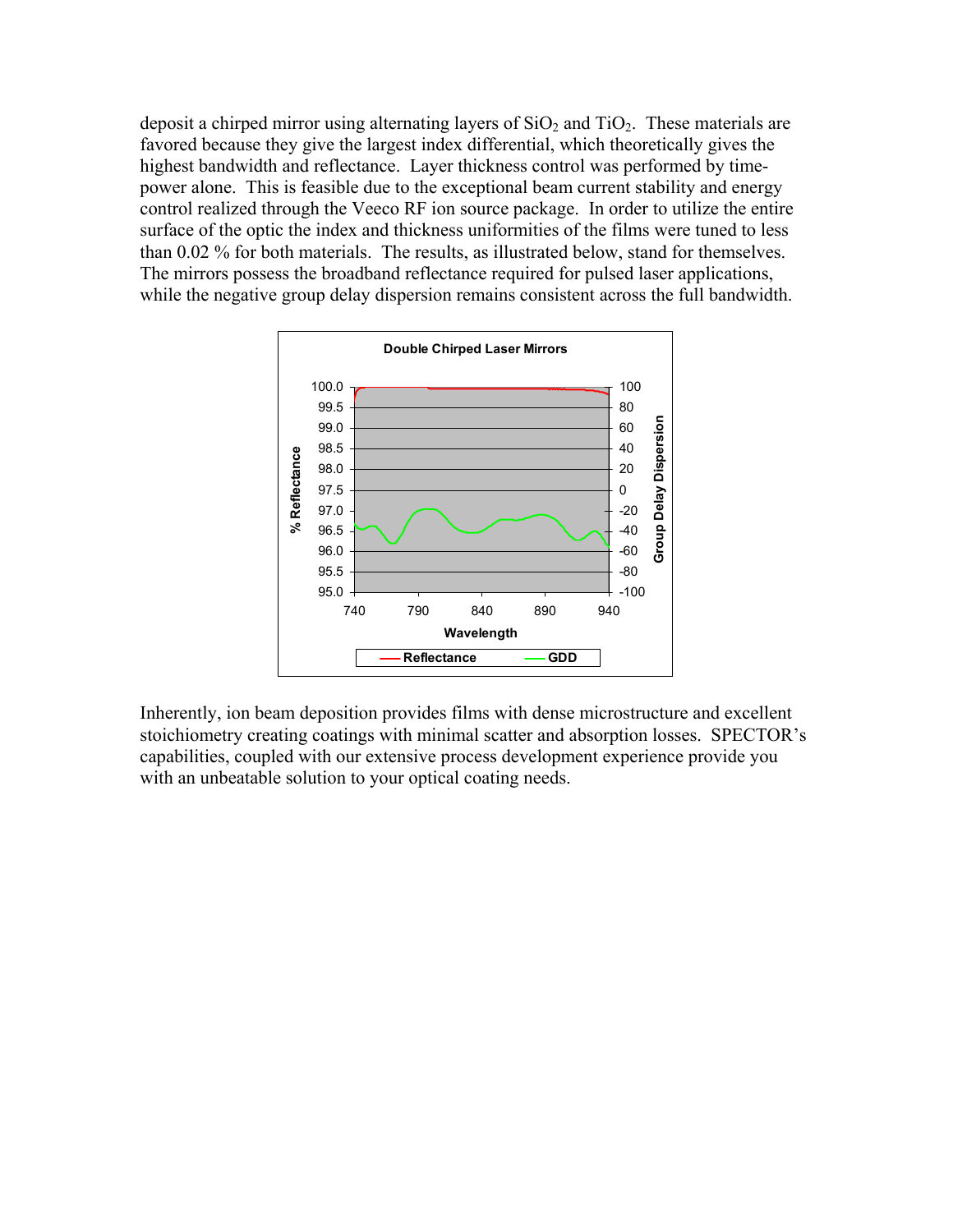deposit a chirped mirror using alternating layers of $SiO_2$ and $TiO_2$. These materials are favored because they give the largest index differential, which theoretically gives the highest bandwidth and reflectance. Layer thickness control was performed by time-power alone. This is feasible due to the exceptional beam current stability and energy control realized through the Veeco RF ion source package. In order to utilize the entire surface of the optic the index and thickness uniformities of the films were tuned to less than 0.02 % for both materials. The results, as illustrated below, stand for themselves. The mirrors possess the broadband reflectance required for pulsed laser applications, while the negative group delay dispersion remains consistent across the full bandwidth.

Double Chirped Laser Mirrors

% Reflectance: 100.0, 99.5, 99.0, 98.5, 98.0, 97.5, 97.0, 96.5, 96.0, 95.5, 95.0

Group Delay Dispersion: 100, 80, 60, 40, 20, 0, -20, -40, -60, -80, -100

Wavelength: 740, 790, 840, 890, 940

Reflectance — GDD

Inherently, ion beam deposition provides films with dense microstructure and excellent stoichiometry creating coatings with minimal scatter and absorption losses. SPECTOR's capabilities, coupled with our extensive process development experience provide you with an unbeatable solution to your optical coating needs.